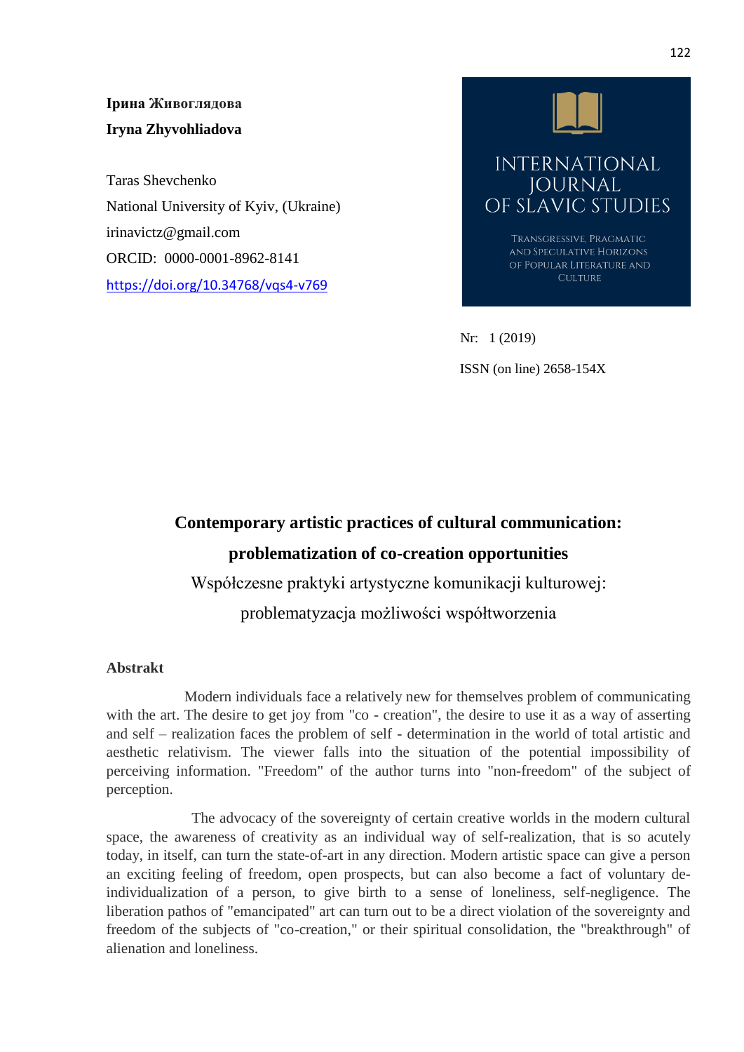**Ірина Живоглядова**

**Iryna Zhyvohliadova**

Taras Shevchenko
National University of Kyiv, (Ukraine)
irinavictz@gmail.com
ORCID: 0000-0001-8962-8141
https://doi.org/10.34768/vqs4-v769

INTERNATIONAL JOURNAL OF SLAVIC STUDIES

Transgressive, Pragmatic and Speculative Horizons of Popular Literature and Culture

Nr: 1 (2019)

ISSN (on line) 2658-154X

# Contemporary artistic practices of cultural communication: problematization of co-creation opportunities

## Współczesne praktyki artystyczne komunikacji kulturowej: problematyzacja możliwości współtworzenia

### Abstrakt

Modern individuals face a relatively new for themselves problem of communicating with the art. The desire to get joy from "co - creation", the desire to use it as a way of asserting and self – realization faces the problem of self - determination in the world of total artistic and aesthetic relativism. The viewer falls into the situation of the potential impossibility of perceiving information. "Freedom" of the author turns into "non-freedom" of the subject of perception.

The advocacy of the sovereignty of certain creative worlds in the modern cultural space, the awareness of creativity as an individual way of self-realization, that is so acutely today, in itself, can turn the state-of-art in any direction. Modern artistic space can give a person an exciting feeling of freedom, open prospects, but can also become a fact of voluntary de-individualization of a person, to give birth to a sense of loneliness, self-negligence. The liberation pathos of "emancipated" art can turn out to be a direct violation of the sovereignty and freedom of the subjects of "co-creation," or their spiritual consolidation, the "breakthrough" of alienation and loneliness.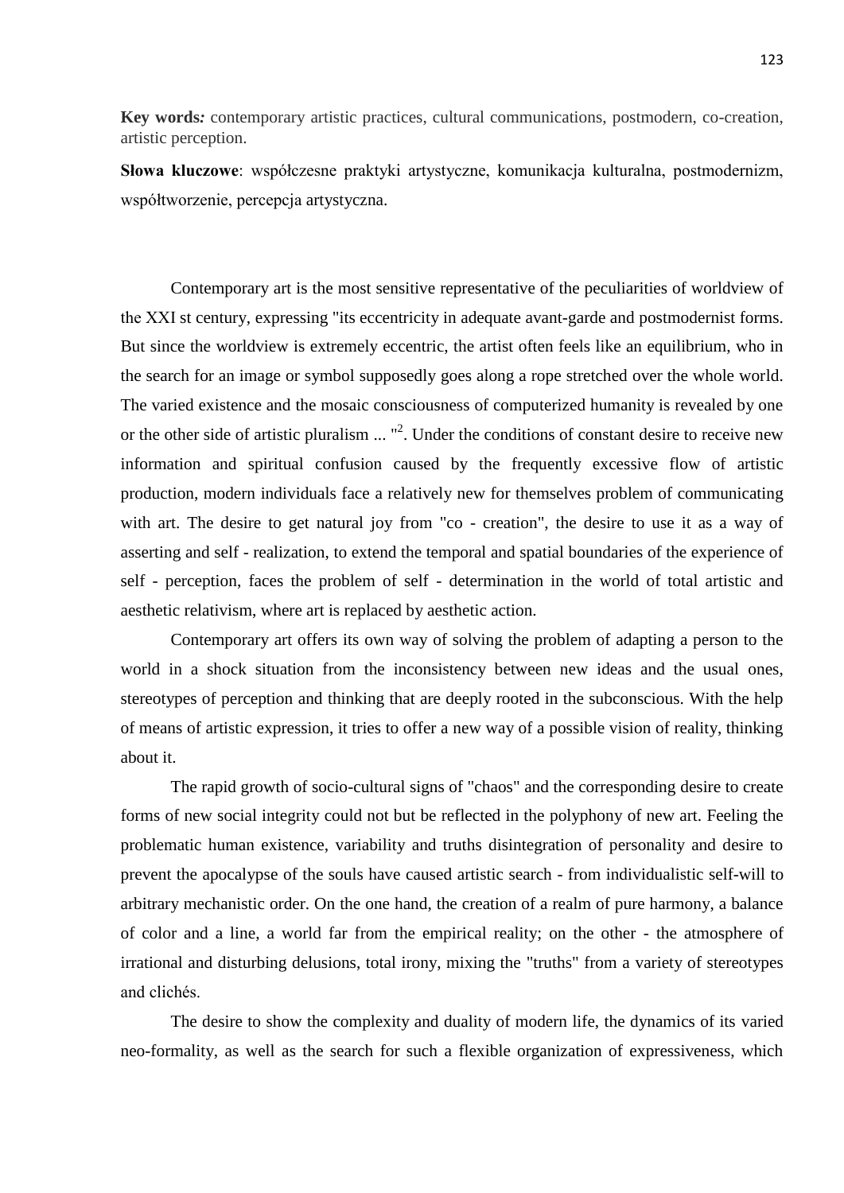**Key words***:* contemporary artistic practices, cultural communications, postmodern, co-creation, artistic perception.

**Słowa kluczowe**: współczesne praktyki artystyczne, komunikacja kulturalna, postmodernizm, współtworzenie, percepcja artystyczna.

Contemporary art is the most sensitive representative of the peculiarities of worldview of the XXI st century, expressing "its eccentricity in adequate avant-garde and postmodernist forms. But since the worldview is extremely eccentric, the artist often feels like an equilibrium, who in the search for an image or symbol supposedly goes along a rope stretched over the whole world. The varied existence and the mosaic consciousness of computerized humanity is revealed by one or the other side of artistic pluralism ... "[2]. Under the conditions of constant desire to receive new information and spiritual confusion caused by the frequently excessive flow of artistic production, modern individuals face a relatively new for themselves problem of communicating with art. The desire to get natural joy from "co - creation", the desire to use it as a way of asserting and self - realization, to extend the temporal and spatial boundaries of the experience of self - perception, faces the problem of self - determination in the world of total artistic and aesthetic relativism, where art is replaced by aesthetic action.

Contemporary art offers its own way of solving the problem of adapting a person to the world in a shock situation from the inconsistency between new ideas and the usual ones, stereotypes of perception and thinking that are deeply rooted in the subconscious. With the help of means of artistic expression, it tries to offer a new way of a possible vision of reality, thinking about it.

The rapid growth of socio-cultural signs of "chaos" and the corresponding desire to create forms of new social integrity could not but be reflected in the polyphony of new art. Feeling the problematic human existence, variability and truths disintegration of personality and desire to prevent the apocalypse of the souls have caused artistic search - from individualistic self-will to arbitrary mechanistic order. On the one hand, the creation of a realm of pure harmony, a balance of color and a line, a world far from the empirical reality; on the other - the atmosphere of irrational and disturbing delusions, total irony, mixing the "truths" from a variety of stereotypes and clichés.

The desire to show the complexity and duality of modern life, the dynamics of its varied neo-formality, as well as the search for such a flexible organization of expressiveness, which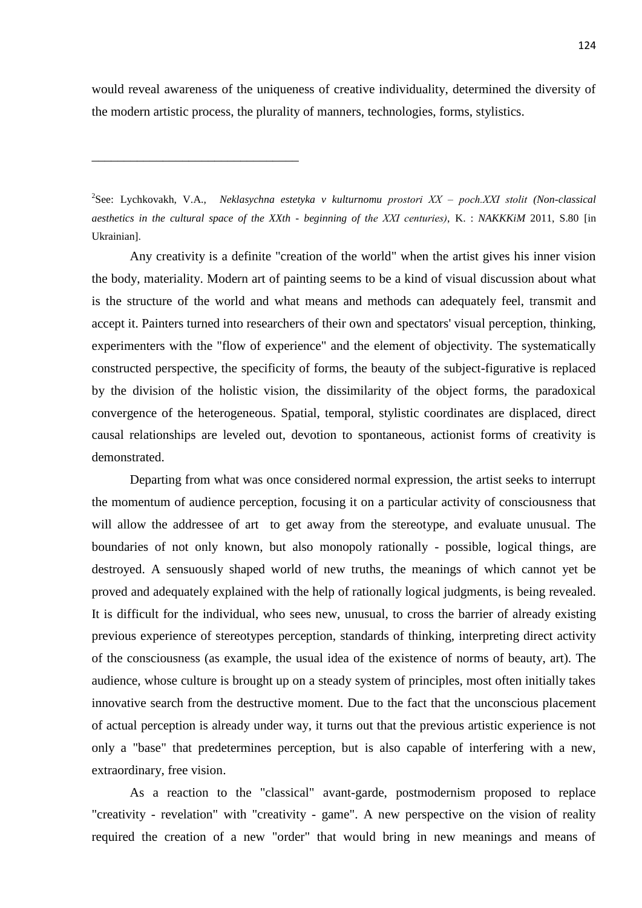would reveal awareness of the uniqueness of creative individuality, determined the diversity of the modern artistic process, the plurality of manners, technologies, forms, stylistics.

---

[2]See: Lychkovakh, V.A., *Neklasychna estetyka v kulturnomu prostori XX – poch.XXI stolit (Non-classical aesthetics in the cultural space of the XXth - beginning of the XXI centuries)*, K. : *NAKKKiM* 2011, S.80 [in Ukrainian].

Any creativity is a definite "creation of the world" when the artist gives his inner vision the body, materiality. Modern art of painting seems to be a kind of visual discussion about what is the structure of the world and what means and methods can adequately feel, transmit and accept it. Painters turned into researchers of their own and spectators' visual perception, thinking, experimenters with the "flow of experience" and the element of objectivity. The systematically constructed perspective, the specificity of forms, the beauty of the subject-figurative is replaced by the division of the holistic vision, the dissimilarity of the object forms, the paradoxical convergence of the heterogeneous. Spatial, temporal, stylistic coordinates are displaced, direct causal relationships are leveled out, devotion to spontaneous, actionist forms of creativity is demonstrated.

Departing from what was once considered normal expression, the artist seeks to interrupt the momentum of audience perception, focusing it on a particular activity of consciousness that will allow the addressee of art to get away from the stereotype, and evaluate unusual. The boundaries of not only known, but also monopoly rationally - possible, logical things, are destroyed. A sensuously shaped world of new truths, the meanings of which cannot yet be proved and adequately explained with the help of rationally logical judgments, is being revealed. It is difficult for the individual, who sees new, unusual, to cross the barrier of already existing previous experience of stereotypes perception, standards of thinking, interpreting direct activity of the consciousness (as example, the usual idea of the existence of norms of beauty, art). The audience, whose culture is brought up on a steady system of principles, most often initially takes innovative search from the destructive moment. Due to the fact that the unconscious placement of actual perception is already under way, it turns out that the previous artistic experience is not only a "base" that predetermines perception, but is also capable of interfering with a new, extraordinary, free vision.

As a reaction to the "classical" avant-garde, postmodernism proposed to replace "creativity - revelation" with "creativity - game". A new perspective on the vision of reality required the creation of a new "order" that would bring in new meanings and means of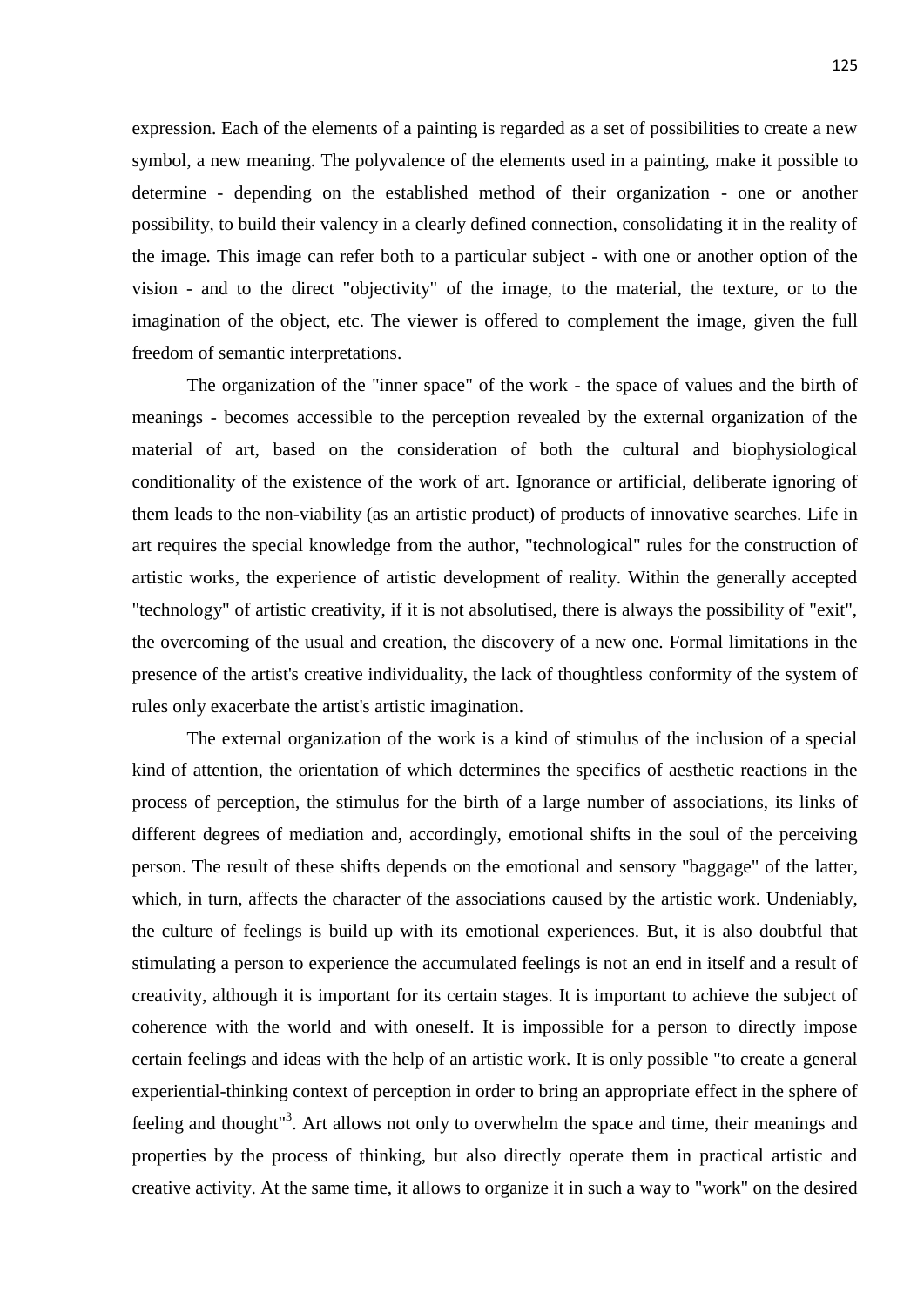expression. Each of the elements of a painting is regarded as a set of possibilities to create a new symbol, a new meaning. The polyvalence of the elements used in a painting, make it possible to determine - depending on the established method of their organization - one or another possibility, to build their valency in a clearly defined connection, consolidating it in the reality of the image. This image can refer both to a particular subject - with one or another option of the vision - and to the direct "objectivity" of the image, to the material, the texture, or to the imagination of the object, etc. The viewer is offered to complement the image, given the full freedom of semantic interpretations.

The organization of the "inner space" of the work - the space of values and the birth of meanings - becomes accessible to the perception revealed by the external organization of the material of art, based on the consideration of both the cultural and biophysiological conditionality of the existence of the work of art. Ignorance or artificial, deliberate ignoring of them leads to the non-viability (as an artistic product) of products of innovative searches. Life in art requires the special knowledge from the author, "technological" rules for the construction of artistic works, the experience of artistic development of reality. Within the generally accepted "technology" of artistic creativity, if it is not absolutised, there is always the possibility of "exit", the overcoming of the usual and creation, the discovery of a new one. Formal limitations in the presence of the artist's creative individuality, the lack of thoughtless conformity of the system of rules only exacerbate the artist's artistic imagination.

The external organization of the work is a kind of stimulus of the inclusion of a special kind of attention, the orientation of which determines the specifics of aesthetic reactions in the process of perception, the stimulus for the birth of a large number of associations, its links of different degrees of mediation and, accordingly, emotional shifts in the soul of the perceiving person. The result of these shifts depends on the emotional and sensory "baggage" of the latter, which, in turn, affects the character of the associations caused by the artistic work. Undeniably, the culture of feelings is build up with its emotional experiences. But, it is also doubtful that stimulating a person to experience the accumulated feelings is not an end in itself and a result of creativity, although it is important for its certain stages. It is important to achieve the subject of coherence with the world and with oneself. It is impossible for a person to directly impose certain feelings and ideas with the help of an artistic work. It is only possible "to create a general experiential-thinking context of perception in order to bring an appropriate effect in the sphere of feeling and thought"[3]. Art allows not only to overwhelm the space and time, their meanings and properties by the process of thinking, but also directly operate them in practical artistic and creative activity. At the same time, it allows to organize it in such a way to "work" on the desired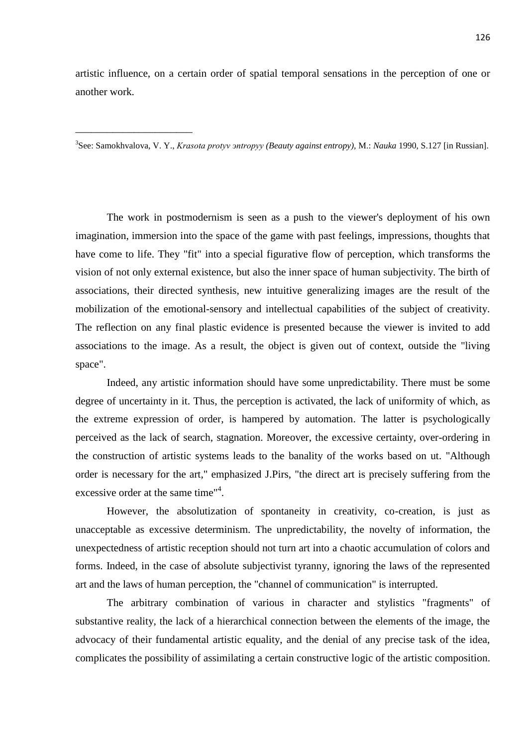artistic influence, on a certain order of spatial temporal sensations in the perception of one or another work.

______________________

[3]See: Samokhvalova, V. Y., *Krasota protyv эntropyy (Beauty against entropy)*, M.: *Nauka* 1990, S.127 [in Russian].

The work in postmodernism is seen as a push to the viewer's deployment of his own imagination, immersion into the space of the game with past feelings, impressions, thoughts that have come to life. They "fit" into a special figurative flow of perception, which transforms the vision of not only external existence, but also the inner space of human subjectivity. The birth of associations, their directed synthesis, new intuitive generalizing images are the result of the mobilization of the emotional-sensory and intellectual capabilities of the subject of creativity. The reflection on any final plastic evidence is presented because the viewer is invited to add associations to the image. As a result, the object is given out of context, outside the "living space".

Indeed, any artistic information should have some unpredictability. There must be some degree of uncertainty in it. Thus, the perception is activated, the lack of uniformity of which, as the extreme expression of order, is hampered by automation. The latter is psychologically perceived as the lack of search, stagnation. Moreover, the excessive certainty, over-ordering in the construction of artistic systems leads to the banality of the works based on ut. "Although order is necessary for the art," emphasized J.Pirs, "the direct art is precisely suffering from the excessive order at the same time"[4].

However, the absolutization of spontaneity in creativity, co-creation, is just as unacceptable as excessive determinism. The unpredictability, the novelty of information, the unexpectedness of artistic reception should not turn art into a chaotic accumulation of colors and forms. Indeed, in the case of absolute subjectivist tyranny, ignoring the laws of the represented art and the laws of human perception, the "channel of communication" is interrupted.

The arbitrary combination of various in character and stylistics "fragments" of substantive reality, the lack of a hierarchical connection between the elements of the image, the advocacy of their fundamental artistic equality, and the denial of any precise task of the idea, complicates the possibility of assimilating a certain constructive logic of the artistic composition.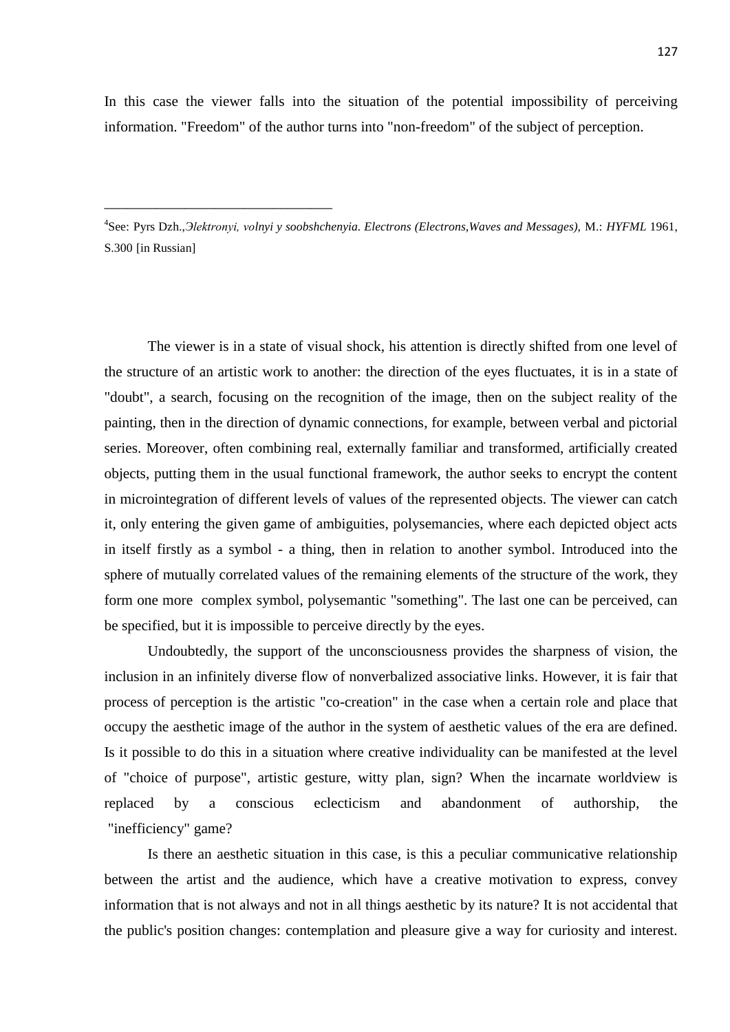In this case the viewer falls into the situation of the potential impossibility of perceiving information. "Freedom" of the author turns into "non-freedom" of the subject of perception.

---

[4]See: Pyrs Dzh.,*Эlektronyi, volnyi y soobshchenyia. Electrons (Electrons,Waves and Messages)*, M.: *HYFML* 1961, S.300 [in Russian]

The viewer is in a state of visual shock, his attention is directly shifted from one level of the structure of an artistic work to another: the direction of the eyes fluctuates, it is in a state of "doubt", a search, focusing on the recognition of the image, then on the subject reality of the painting, then in the direction of dynamic connections, for example, between verbal and pictorial series. Moreover, often combining real, externally familiar and transformed, artificially created objects, putting them in the usual functional framework, the author seeks to encrypt the content in microintegration of different levels of values of the represented objects. The viewer can catch it, only entering the given game of ambiguities, polysemancies, where each depicted object acts in itself firstly as a symbol - a thing, then in relation to another symbol. Introduced into the sphere of mutually correlated values of the remaining elements of the structure of the work, they form one more complex symbol, polysemantic "something". The last one can be perceived, can be specified, but it is impossible to perceive directly by the eyes.

Undoubtedly, the support of the unconsciousness provides the sharpness of vision, the inclusion in an infinitely diverse flow of nonverbalized associative links. However, it is fair that process of perception is the artistic "co-creation" in the case when a certain role and place that occupy the aesthetic image of the author in the system of aesthetic values of the era are defined. Is it possible to do this in a situation where creative individuality can be manifested at the level of "choice of purpose", artistic gesture, witty plan, sign? When the incarnate worldview is replaced by a conscious eclecticism and abandonment of authorship, the "inefficiency" game?

Is there an aesthetic situation in this case, is this a peculiar communicative relationship between the artist and the audience, which have a creative motivation to express, convey information that is not always and not in all things aesthetic by its nature? It is not accidental that the public's position changes: contemplation and pleasure give a way for curiosity and interest.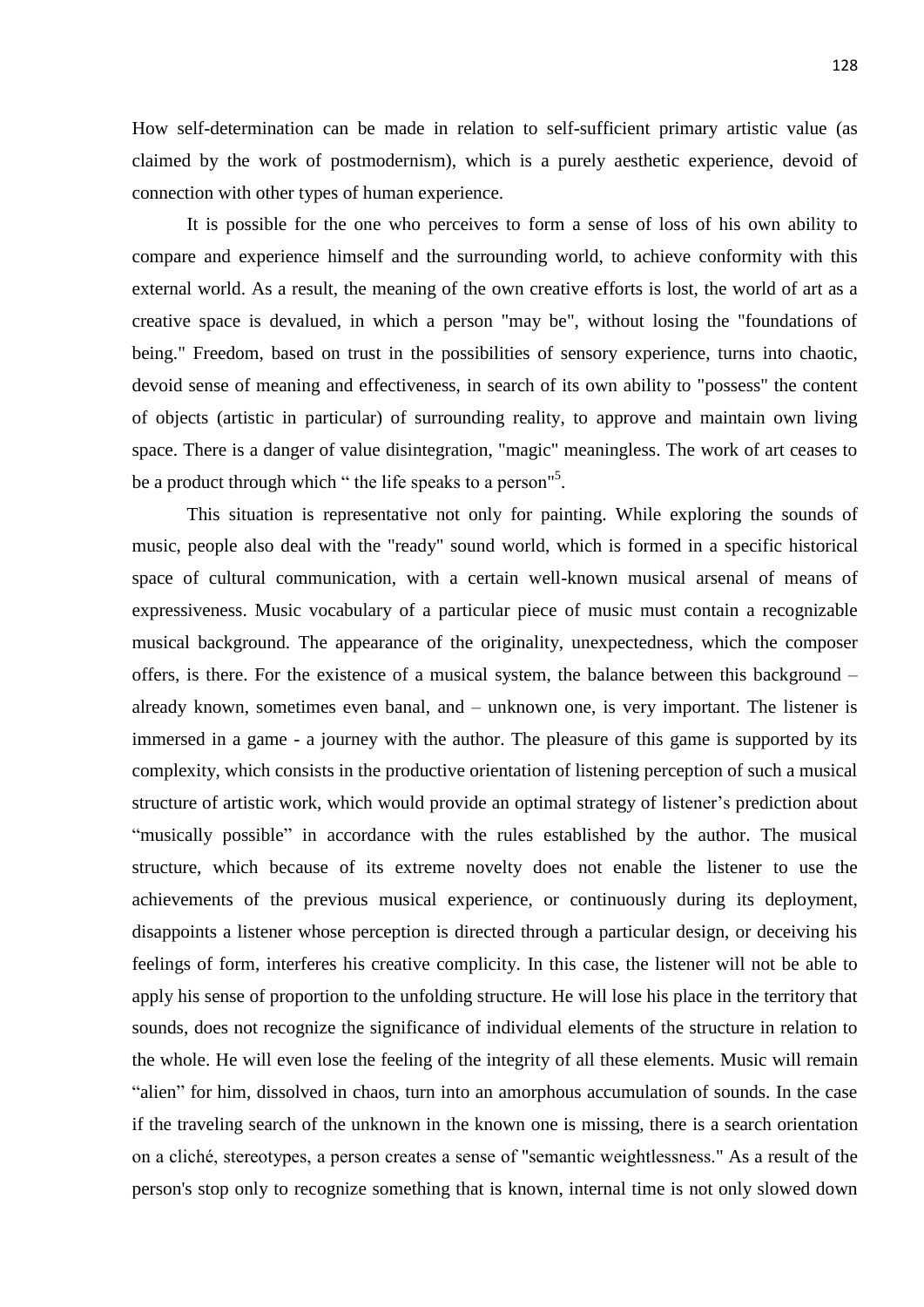How self-determination can be made in relation to self-sufficient primary artistic value (as claimed by the work of postmodernism), which is a purely aesthetic experience, devoid of connection with other types of human experience.

It is possible for the one who perceives to form a sense of loss of his own ability to compare and experience himself and the surrounding world, to achieve conformity with this external world. As a result, the meaning of the own creative efforts is lost, the world of art as a creative space is devalued, in which a person "may be", without losing the "foundations of being." Freedom, based on trust in the possibilities of sensory experience, turns into chaotic, devoid sense of meaning and effectiveness, in search of its own ability to "possess" the content of objects (artistic in particular) of surrounding reality, to approve and maintain own living space. There is a danger of value disintegration, "magic" meaningless. The work of art ceases to be a product through which " the life speaks to a person"[5].

This situation is representative not only for painting. While exploring the sounds of music, people also deal with the "ready" sound world, which is formed in a specific historical space of cultural communication, with a certain well-known musical arsenal of means of expressiveness. Music vocabulary of a particular piece of music must contain a recognizable musical background. The appearance of the originality, unexpectedness, which the composer offers, is there. For the existence of a musical system, the balance between this background – already known, sometimes even banal, and – unknown one, is very important. The listener is immersed in a game - a journey with the author. The pleasure of this game is supported by its complexity, which consists in the productive orientation of listening perception of such a musical structure of artistic work, which would provide an optimal strategy of listener's prediction about "musically possible" in accordance with the rules established by the author. The musical structure, which because of its extreme novelty does not enable the listener to use the achievements of the previous musical experience, or continuously during its deployment, disappoints a listener whose perception is directed through a particular design, or deceiving his feelings of form, interferes his creative complicity. In this case, the listener will not be able to apply his sense of proportion to the unfolding structure. He will lose his place in the territory that sounds, does not recognize the significance of individual elements of the structure in relation to the whole. He will even lose the feeling of the integrity of all these elements. Music will remain "alien" for him, dissolved in chaos, turn into an amorphous accumulation of sounds. In the case if the traveling search of the unknown in the known one is missing, there is a search orientation on a cliché, stereotypes, a person creates a sense of "semantic weightlessness." As a result of the person's stop only to recognize something that is known, internal time is not only slowed down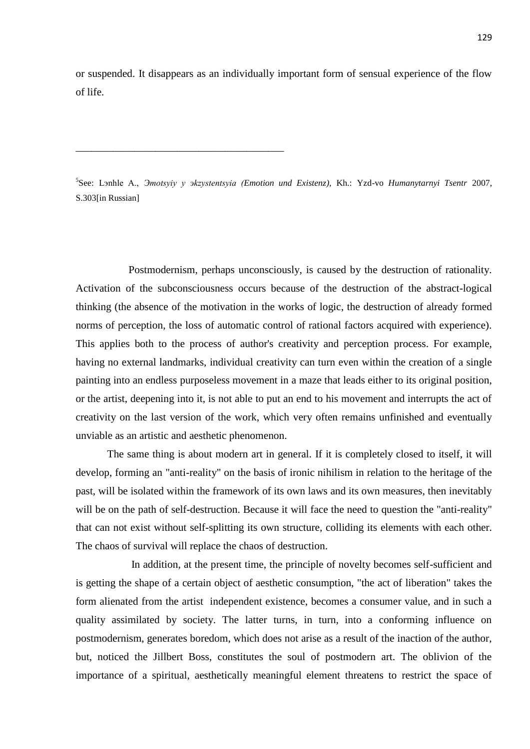or suspended. It disappears as an individually important form of sensual experience of the flow of life.

---

[5]See: Lэnhle A., *Эmotsyiy y эkzystentsyia (Emotion und Existenz)*, Kh.: Yzd-vo *Humanytarnyi Tsentr* 2007, S.303[in Russian]

Postmodernism, perhaps unconsciously, is caused by the destruction of rationality. Activation of the subconsciousness occurs because of the destruction of the abstract-logical thinking (the absence of the motivation in the works of logic, the destruction of already formed norms of perception, the loss of automatic control of rational factors acquired with experience). This applies both to the process of author's creativity and perception process. For example, having no external landmarks, individual creativity can turn even within the creation of a single painting into an endless purposeless movement in a maze that leads either to its original position, or the artist, deepening into it, is not able to put an end to his movement and interrupts the act of creativity on the last version of the work, which very often remains unfinished and eventually unviable as an artistic and aesthetic phenomenon.

The same thing is about modern art in general. If it is completely closed to itself, it will develop, forming an "anti-reality" on the basis of ironic nihilism in relation to the heritage of the past, will be isolated within the framework of its own laws and its own measures, then inevitably will be on the path of self-destruction. Because it will face the need to question the "anti-reality" that can not exist without self-splitting its own structure, colliding its elements with each other. The chaos of survival will replace the chaos of destruction.

In addition, at the present time, the principle of novelty becomes self-sufficient and is getting the shape of a certain object of aesthetic consumption, "the act of liberation" takes the form alienated from the artist independent existence, becomes a consumer value, and in such a quality assimilated by society. The latter turns, in turn, into a conforming influence on postmodernism, generates boredom, which does not arise as a result of the inaction of the author, but, noticed the Jillbert Boss, constitutes the soul of postmodern art. The oblivion of the importance of a spiritual, aesthetically meaningful element threatens to restrict the space of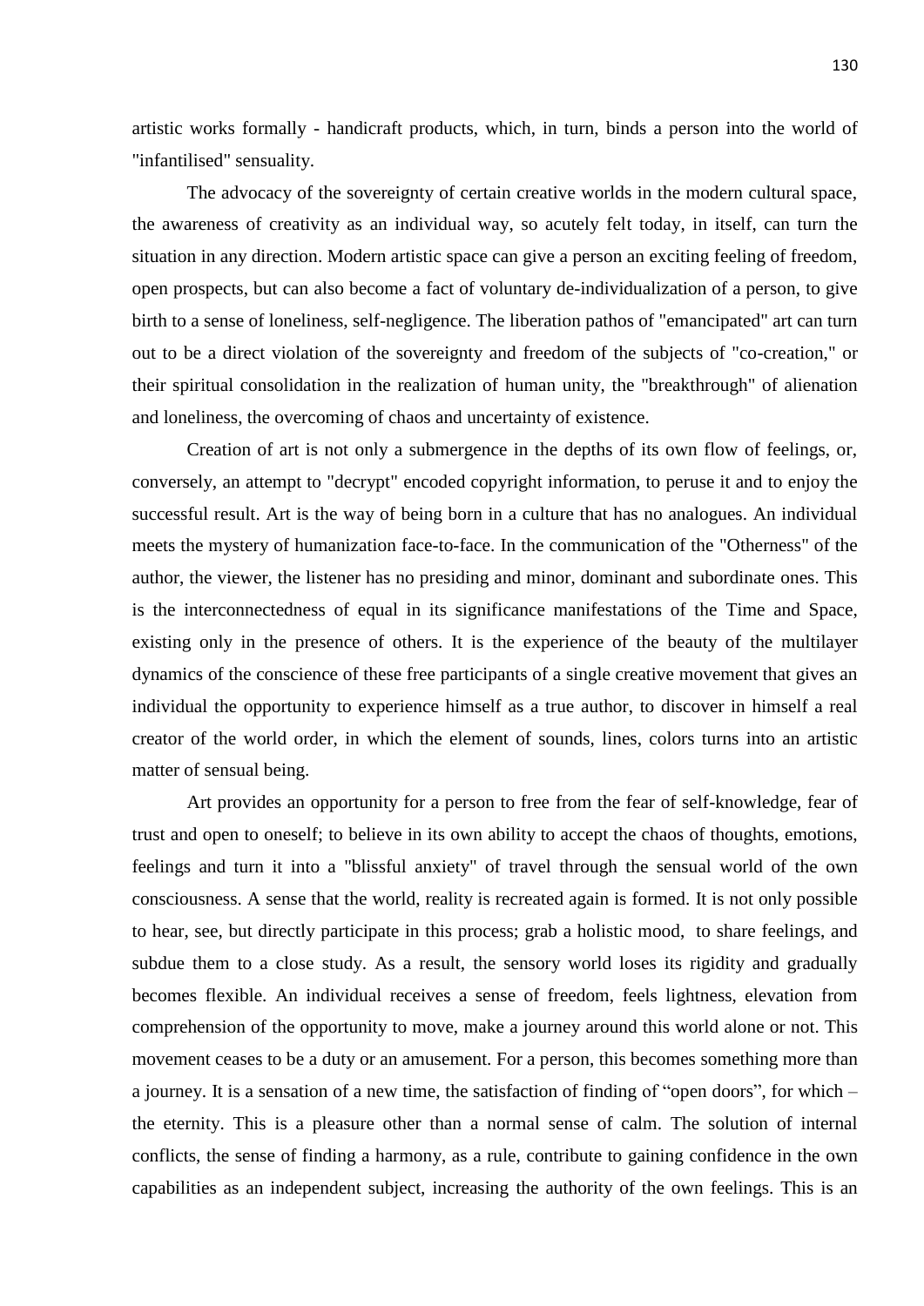artistic works formally - handicraft products, which, in turn, binds a person into the world of "infantilised" sensuality.

The advocacy of the sovereignty of certain creative worlds in the modern cultural space, the awareness of creativity as an individual way, so acutely felt today, in itself, can turn the situation in any direction. Modern artistic space can give a person an exciting feeling of freedom, open prospects, but can also become a fact of voluntary de-individualization of a person, to give birth to a sense of loneliness, self-negligence. The liberation pathos of "emancipated" art can turn out to be a direct violation of the sovereignty and freedom of the subjects of "co-creation," or their spiritual consolidation in the realization of human unity, the "breakthrough" of alienation and loneliness, the overcoming of chaos and uncertainty of existence.

Creation of art is not only a submergence in the depths of its own flow of feelings, or, conversely, an attempt to "decrypt" encoded copyright information, to peruse it and to enjoy the successful result. Art is the way of being born in a culture that has no analogues. An individual meets the mystery of humanization face-to-face. In the communication of the "Otherness" of the author, the viewer, the listener has no presiding and minor, dominant and subordinate ones. This is the interconnectedness of equal in its significance manifestations of the Time and Space, existing only in the presence of others. It is the experience of the beauty of the multilayer dynamics of the conscience of these free participants of a single creative movement that gives an individual the opportunity to experience himself as a true author, to discover in himself a real creator of the world order, in which the element of sounds, lines, colors turns into an artistic matter of sensual being.

Art provides an opportunity for a person to free from the fear of self-knowledge, fear of trust and open to oneself; to believe in its own ability to accept the chaos of thoughts, emotions, feelings and turn it into a "blissful anxiety" of travel through the sensual world of the own consciousness. A sense that the world, reality is recreated again is formed. It is not only possible to hear, see, but directly participate in this process; grab a holistic mood, to share feelings, and subdue them to a close study. As a result, the sensory world loses its rigidity and gradually becomes flexible. An individual receives a sense of freedom, feels lightness, elevation from comprehension of the opportunity to move, make a journey around this world alone or not. This movement ceases to be a duty or an amusement. For a person, this becomes something more than a journey. It is a sensation of a new time, the satisfaction of finding of “open doors”, for which – the eternity. This is a pleasure other than a normal sense of calm. The solution of internal conflicts, the sense of finding a harmony, as a rule, contribute to gaining confidence in the own capabilities as an independent subject, increasing the authority of the own feelings. This is an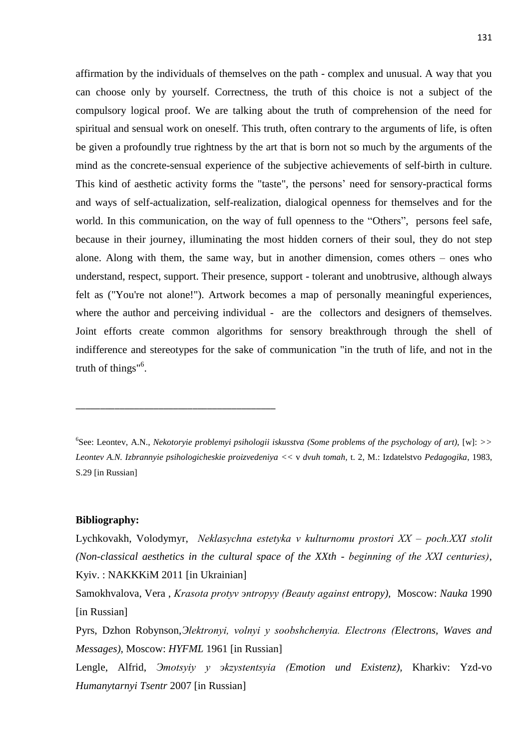affirmation by the individuals of themselves on the path - complex and unusual. A way that you can choose only by yourself. Correctness, the truth of this choice is not a subject of the compulsory logical proof. We are talking about the truth of comprehension of the need for spiritual and sensual work on oneself. This truth, often contrary to the arguments of life, is often be given a profoundly true rightness by the art that is born not so much by the arguments of the mind as the concrete-sensual experience of the subjective achievements of self-birth in culture. This kind of aesthetic activity forms the "taste", the persons' need for sensory-practical forms and ways of self-actualization, self-realization, dialogical openness for themselves and for the world. In this communication, on the way of full openness to the "Others", persons feel safe, because in their journey, illuminating the most hidden corners of their soul, they do not step alone. Along with them, the same way, but in another dimension, comes others – ones who understand, respect, support. Their presence, support - tolerant and unobtrusive, although always felt as ("You're not alone!"). Artwork becomes a map of personally meaningful experiences, where the author and perceiving individual - are the collectors and designers of themselves. Joint efforts create common algorithms for sensory breakthrough through the shell of indifference and stereotypes for the sake of communication "in the truth of life, and not in the truth of things"[6].

---

[6]See: Leontev, A.N., *Nekotoryie problemyi psihologii iskusstva (Some problems of the psychology of art),* [w]: >> *Leontev A.N. Izbrannyie psihologicheskie proizvedeniya* << v *dvuh tomah*, t. 2, M.: Izdatelstvo *Pedagogika*, 1983, S.29 [in Russian]

**Bibliography:**

Lychkovakh, Volodymyr, *Neklasychna estetyka v kulturnomu prostori XX – poch.XXI stolit (Non-classical aesthetics in the cultural space of the XXth - beginning of the XXI centuries)*, Kyiv. : NAKKKiM 2011 [in Ukrainian]

Samokhvalova, Vera , *Krasota protyv энtropyy (Beauty against entropy),* Moscow: *Nauka* 1990 [in Russian]

Pyrs, Dzhon Robynson,*Эlektronyi, volnyi y soobshchenyia. Electrons (Electrons, Waves and Messages),* Moscow: *HYFML* 1961 [in Russian]

Lengle, Alfrid, *Эmotsyiy y эkzystentsyia (Emotion und Existenz),* Kharkiv: Yzd-vo *Humanytarnyi Tsentr* 2007 [in Russian]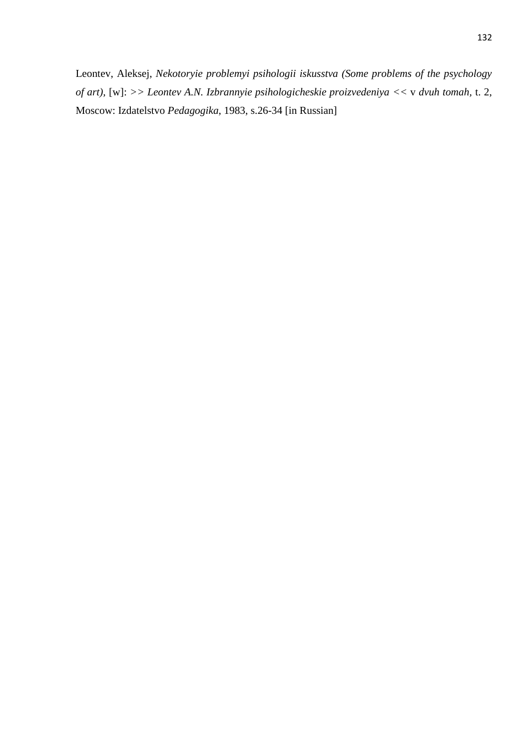Leontev, Aleksej, *Nekotoryie problemyi psihologii iskusstva (Some problems of the psychology of art),* [w]: *>> Leontev A.N. Izbrannyie psihologicheskie proizvedeniya <<* v *dvuh tomah*, t. 2, Moscow: Izdatelstvo *Pedagogika*, 1983, s.26-34 [in Russian]